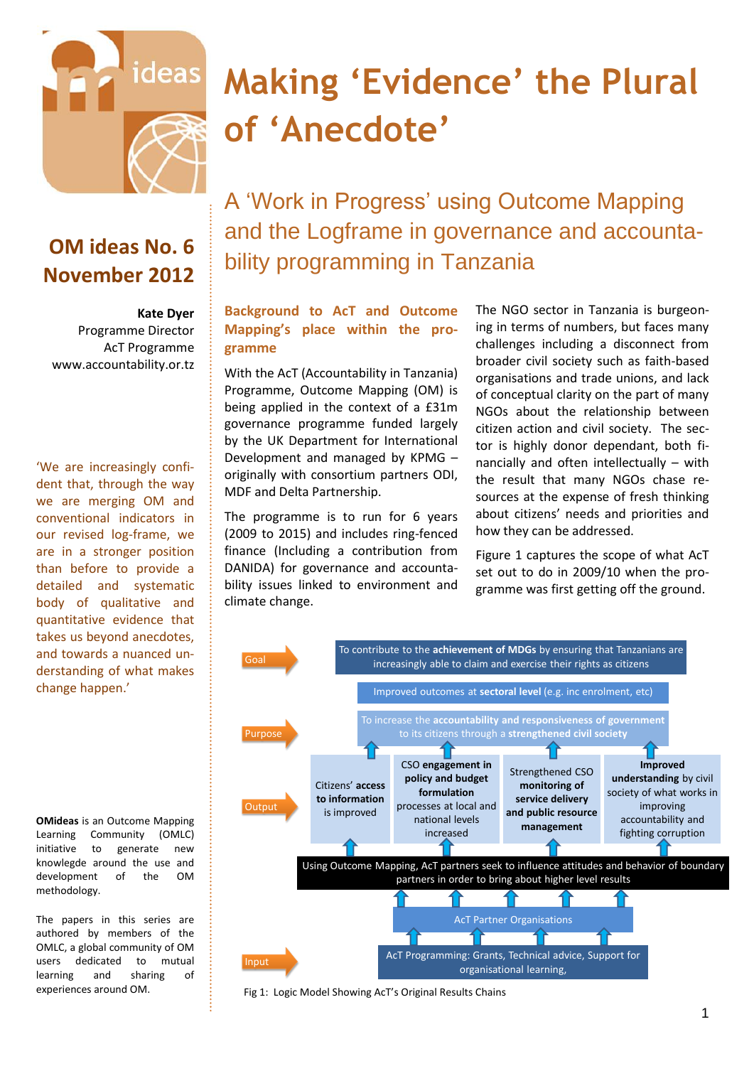# Making 'Evidence' the Plural of 'Anecdote'

## A 'Work in Progress' using Outcome Mapping and the Logframe in governance and accountability programming in Tanzania

**OM ideas No. 6**
**November 2012**

**Kate Dyer**
Programme Director
AcT Programme
www.accountability.or.tz

'We are increasingly confident that, through the way we are merging OM and conventional indicators in our revised log-frame, we are in a stronger position than before to provide a detailed and systematic body of qualitative and quantitative evidence that takes us beyond anecdotes, and towards a nuanced understanding of what makes change happen.'

**OMideas** is an Outcome Mapping Learning Community (OMLC) initiative to generate new knowlegde around the use and development of the OM methodology.

The papers in this series are authored by members of the OMLC, a global community of OM users dedicated to mutual learning and sharing of experiences around OM.

### Background to AcT and Outcome Mapping's place within the programme

With the AcT (Accountability in Tanzania) Programme, Outcome Mapping (OM) is being applied in the context of a £31m governance programme funded largely by the UK Department for International Development and managed by KPMG – originally with consortium partners ODI, MDF and Delta Partnership.

The programme is to run for 6 years (2009 to 2015) and includes ring-fenced finance (Including a contribution from DANIDA) for governance and accountability issues linked to environment and climate change.

The NGO sector in Tanzania is burgeoning in terms of numbers, but faces many challenges including a disconnect from broader civil society such as faith-based organisations and trade unions, and lack of conceptual clarity on the part of many NGOs about the relationship between citizen action and civil society. The sector is highly donor dependant, both financially and often intellectually – with the result that many NGOs chase resources at the expense of fresh thinking about citizens' needs and priorities and how they can be addressed.

Figure 1 captures the scope of what AcT set out to do in 2009/10 when the programme was first getting off the ground.

**Goal**
- To contribute to the **achievement of MDGs** by ensuring that Tanzanians are increasingly able to claim and exercise their rights as citizens
- Improved outcomes at **sectoral level** (e.g. inc enrolment, etc)

**Purpose**
- To increase the **accountability and responsiveness of government** to its citizens through a **strengthened civil society**

**Output**
- Citizens' **access to information** is improved
- CSO **engagement in policy and budget formulation** processes at local and national levels increased
- Strengthened CSO **monitoring of service delivery and public resource management**
- **Improved understanding** by civil society of what works in improving accountability and fighting corruption

Using Outcome Mapping, AcT partners seek to influence attitudes and behavior of boundary partners in order to bring about higher level results

AcT Partner Organisations

**Input**
- AcT Programming: Grants, Technical advice, Support for organisational learning,

Fig 1: Logic Model Showing AcT's Original Results Chains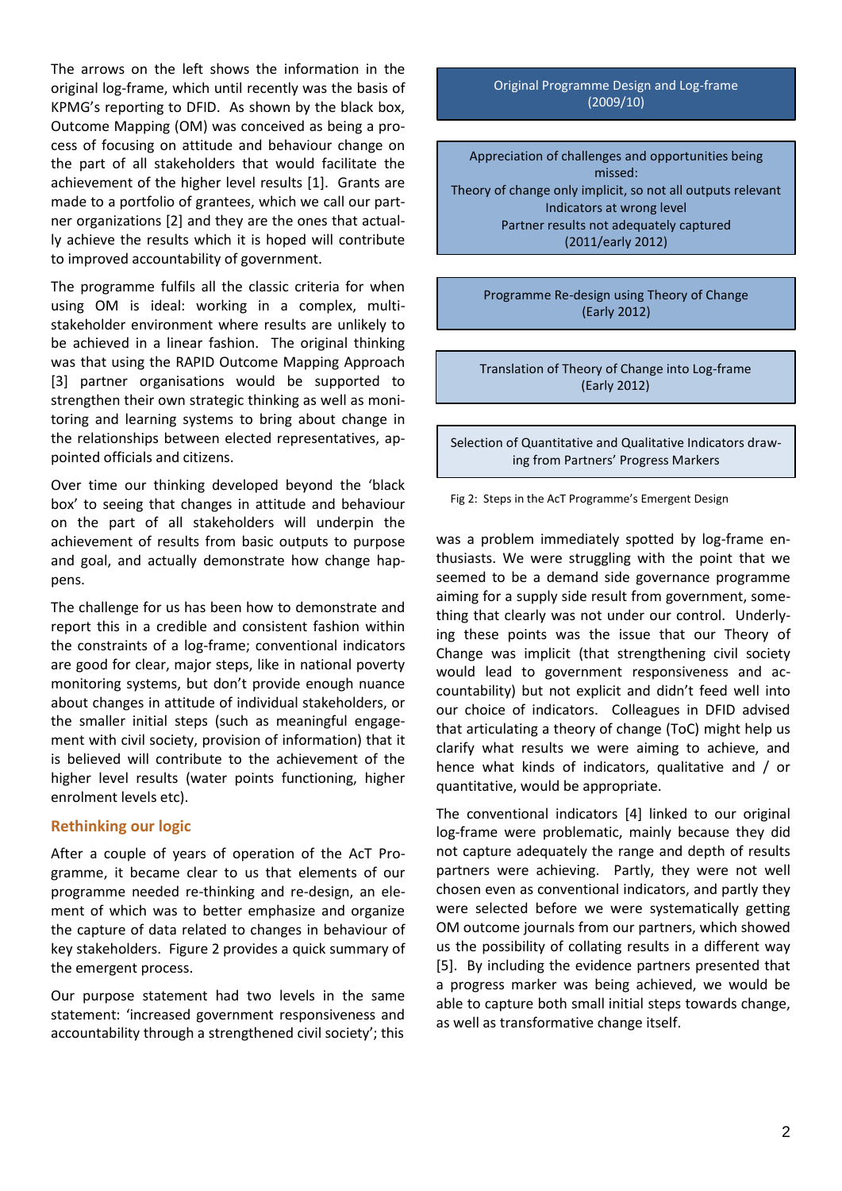The arrows on the left shows the information in the original log-frame, which until recently was the basis of KPMG's reporting to DFID. As shown by the black box, Outcome Mapping (OM) was conceived as being a process of focusing on attitude and behaviour change on the part of all stakeholders that would facilitate the achievement of the higher level results [1]. Grants are made to a portfolio of grantees, which we call our partner organizations [2] and they are the ones that actually achieve the results which it is hoped will contribute to improved accountability of government.

The programme fulfils all the classic criteria for when using OM is ideal: working in a complex, multi-stakeholder environment where results are unlikely to be achieved in a linear fashion. The original thinking was that using the RAPID Outcome Mapping Approach [3] partner organisations would be supported to strengthen their own strategic thinking as well as monitoring and learning systems to bring about change in the relationships between elected representatives, appointed officials and citizens.

Over time our thinking developed beyond the 'black box' to seeing that changes in attitude and behaviour on the part of all stakeholders will underpin the achievement of results from basic outputs to purpose and goal, and actually demonstrate how change happens.

The challenge for us has been how to demonstrate and report this in a credible and consistent fashion within the constraints of a log-frame; conventional indicators are good for clear, major steps, like in national poverty monitoring systems, but don't provide enough nuance about changes in attitude of individual stakeholders, or the smaller initial steps (such as meaningful engagement with civil society, provision of information) that it is believed will contribute to the achievement of the higher level results (water points functioning, higher enrolment levels etc).

## Rethinking our logic

After a couple of years of operation of the AcT Programme, it became clear to us that elements of our programme needed re-thinking and re-design, an element of which was to better emphasize and organize the capture of data related to changes in behaviour of key stakeholders. Figure 2 provides a quick summary of the emergent process.

Our purpose statement had two levels in the same statement: 'increased government responsiveness and accountability through a strengthened civil society'; this was a problem immediately spotted by log-frame enthusiasts. We were struggling with the point that we seemed to be a demand side governance programme aiming for a supply side result from government, something that clearly was not under our control. Underlying these points was the issue that our Theory of Change was implicit (that strengthening civil society would lead to government responsiveness and accountability) but not explicit and didn't feed well into our choice of indicators. Colleagues in DFID advised that articulating a theory of change (ToC) might help us clarify what results we were aiming to achieve, and hence what kinds of indicators, qualitative and / or quantitative, would be appropriate.

The conventional indicators [4] linked to our original log-frame were problematic, mainly because they did not capture adequately the range and depth of results partners were achieving. Partly, they were not well chosen even as conventional indicators, and partly they were selected before we were systematically getting OM outcome journals from our partners, which showed us the possibility of collating results in a different way [5]. By including the evidence partners presented that a progress marker was being achieved, we would be able to capture both small initial steps towards change, as well as transformative change itself.

Original Programme Design and Log-frame (2009/10)

Appreciation of challenges and opportunities being missed:
Theory of change only implicit, so not all outputs relevant
Indicators at wrong level
Partner results not adequately captured
(2011/early 2012)

Programme Re-design using Theory of Change (Early 2012)

Translation of Theory of Change into Log-frame (Early 2012)

Selection of Quantitative and Qualitative Indicators drawing from Partners' Progress Markers

Fig 2: Steps in the AcT Programme's Emergent Design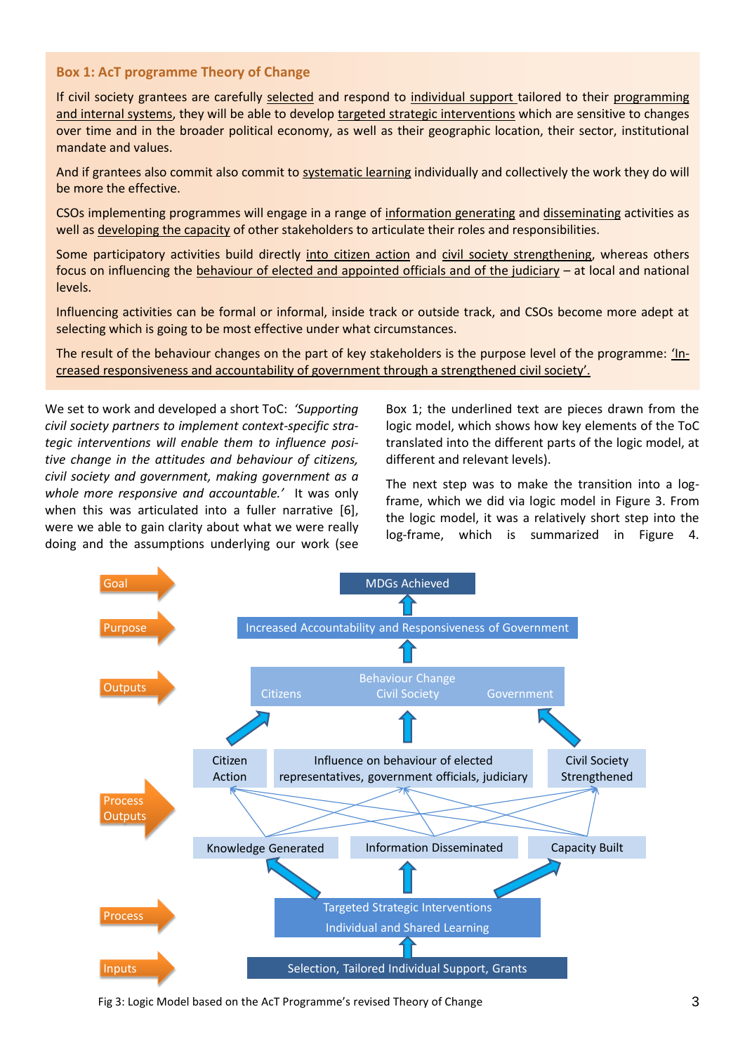### Box 1: AcT programme Theory of Change

If civil society grantees are carefully selected and respond to individual support tailored to their programming and internal systems, they will be able to develop targeted strategic interventions which are sensitive to changes over time and in the broader political economy, as well as their geographic location, their sector, institutional mandate and values.

And if grantees also commit also commit to systematic learning individually and collectively the work they do will be more the effective.

CSOs implementing programmes will engage in a range of information generating and disseminating activities as well as developing the capacity of other stakeholders to articulate their roles and responsibilities.

Some participatory activities build directly into citizen action and civil society strengthening, whereas others focus on influencing the behaviour of elected and appointed officials and of the judiciary – at local and national levels.

Influencing activities can be formal or informal, inside track or outside track, and CSOs become more adept at selecting which is going to be most effective under what circumstances.

The result of the behaviour changes on the part of key stakeholders is the purpose level of the programme: 'Increased responsiveness and accountability of government through a strengthened civil society'.

We set to work and developed a short ToC: *'Supporting civil society partners to implement context-specific strategic interventions will enable them to influence positive change in the attitudes and behaviour of citizens, civil society and government, making government as a whole more responsive and accountable.'* It was only when this was articulated into a fuller narrative [6], were we able to gain clarity about what we were really doing and the assumptions underlying our work (see Box 1; the underlined text are pieces drawn from the logic model, which shows how key elements of the ToC translated into the different parts of the logic model, at different and relevant levels).

The next step was to make the transition into a log-frame, which we did via logic model in Figure 3. From the logic model, it was a relatively short step into the log-frame, which is summarized in Figure 4.

- **Goal**: MDGs Achieved
- **Purpose**: Increased Accountability and Responsiveness of Government
- **Outputs**: Behaviour Change — Citizens, Civil Society, Government
- **Process Outputs**: Citizen Action; Influence on behaviour of elected representatives, government officials, judiciary; Civil Society Strengthened; Knowledge Generated; Information Disseminated; Capacity Built
- **Process**: Targeted Strategic Interventions; Individual and Shared Learning
- **Inputs**: Selection, Tailored Individual Support, Grants

Fig 3: Logic Model based on the AcT Programme's revised Theory of Change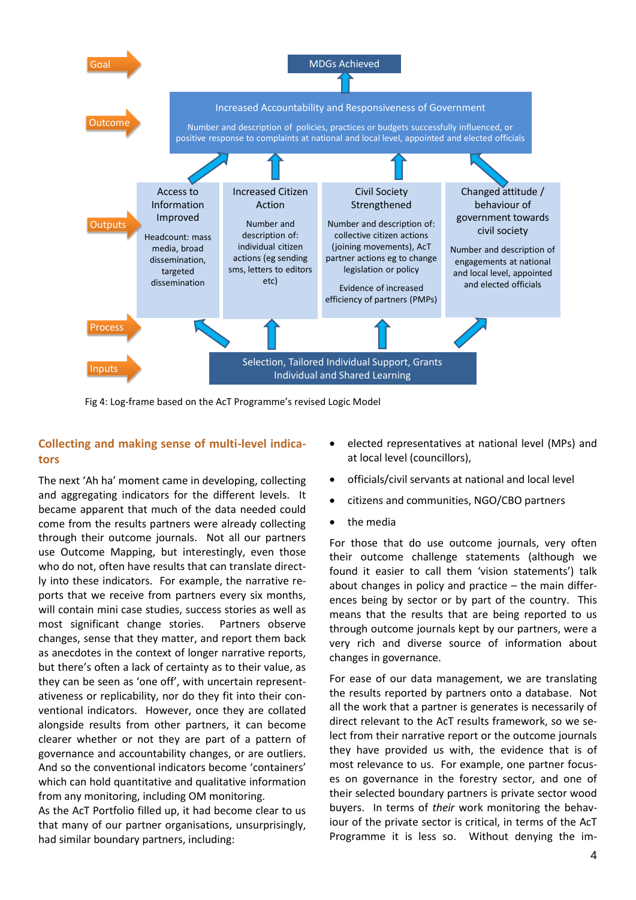Goal

MDGs Achieved

Outcome

Increased Accountability and Responsiveness of Government

Number and description of policies, practices or budgets successfully influenced, or positive response to complaints at national and local level, appointed and elected officials

Outputs

| Access to Information Improved | Increased Citizen Action | Civil Society Strengthened | Changed attitude / behaviour of government towards civil society |
| --- | --- | --- | --- |
| Headcount: mass media, broad dissemination, targeted dissemination | Number and description of: individual citizen actions (eg sending sms, letters to editors etc) | Number and description of: collective citizen actions (joining movements), AcT partner actions eg to change legislation or policy. Evidence of increased efficiency of partners (PMPs) | Number and description of engagements at national and local level, appointed and elected officials |

Process

Inputs

Selection, Tailored Individual Support, Grants
Individual and Shared Learning

Fig 4: Log-frame based on the AcT Programme's revised Logic Model

## Collecting and making sense of multi-level indicators

The next 'Ah ha' moment came in developing, collecting and aggregating indicators for the different levels. It became apparent that much of the data needed could come from the results partners were already collecting through their outcome journals. Not all our partners use Outcome Mapping, but interestingly, even those who do not, often have results that can translate directly into these indicators. For example, the narrative reports that we receive from partners every six months, will contain mini case studies, success stories as well as most significant change stories. Partners observe changes, sense that they matter, and report them back as anecdotes in the context of longer narrative reports, but there's often a lack of certainty as to their value, as they can be seen as 'one off', with uncertain representativeness or replicability, nor do they fit into their conventional indicators. However, once they are collated alongside results from other partners, it can become clearer whether or not they are part of a pattern of governance and accountability changes, or are outliers. And so the conventional indicators become 'containers' which can hold quantitative and qualitative information from any monitoring, including OM monitoring.

As the AcT Portfolio filled up, it had become clear to us that many of our partner organisations, unsurprisingly, had similar boundary partners, including:

- elected representatives at national level (MPs) and at local level (councillors),
- officials/civil servants at national and local level
- citizens and communities, NGO/CBO partners
- the media

For those that do use outcome journals, very often their outcome challenge statements (although we found it easier to call them 'vision statements') talk about changes in policy and practice – the main differences being by sector or by part of the country. This means that the results that are being reported to us through outcome journals kept by our partners, were a very rich and diverse source of information about changes in governance.

For ease of our data management, we are translating the results reported by partners onto a database. Not all the work that a partner is generates is necessarily of direct relevant to the AcT results framework, so we select from their narrative report or the outcome journals they have provided us with, the evidence that is of most relevance to us. For example, one partner focuses on governance in the forestry sector, and one of their selected boundary partners is private sector wood buyers. In terms of *their* work monitoring the behaviour of the private sector is critical, in terms of the AcT Programme it is less so. Without denying the im-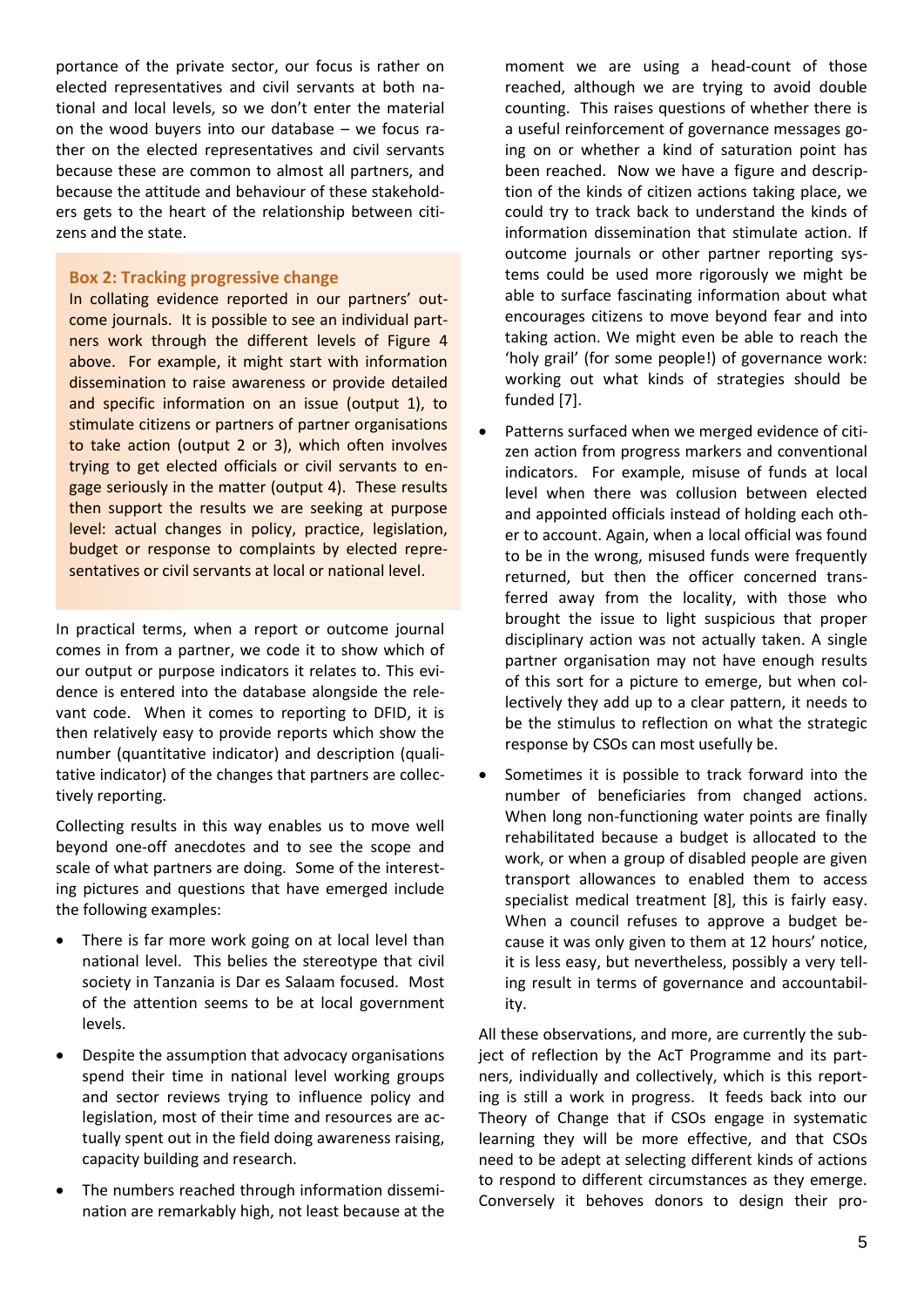portance of the private sector, our focus is rather on elected representatives and civil servants at both national and local levels, so we don't enter the material on the wood buyers into our database – we focus rather on the elected representatives and civil servants because these are common to almost all partners, and because the attitude and behaviour of these stakeholders gets to the heart of the relationship between citizens and the state.

> **Box 2: Tracking progressive change**
>
> In collating evidence reported in our partners' outcome journals. It is possible to see an individual partners work through the different levels of Figure 4 above. For example, it might start with information dissemination to raise awareness or provide detailed and specific information on an issue (output 1), to stimulate citizens or partners of partner organisations to take action (output 2 or 3), which often involves trying to get elected officials or civil servants to engage seriously in the matter (output 4). These results then support the results we are seeking at purpose level: actual changes in policy, practice, legislation, budget or response to complaints by elected representatives or civil servants at local or national level.

In practical terms, when a report or outcome journal comes in from a partner, we code it to show which of our output or purpose indicators it relates to. This evidence is entered into the database alongside the relevant code. When it comes to reporting to DFID, it is then relatively easy to provide reports which show the number (quantitative indicator) and description (qualitative indicator) of the changes that partners are collectively reporting.

Collecting results in this way enables us to move well beyond one-off anecdotes and to see the scope and scale of what partners are doing. Some of the interesting pictures and questions that have emerged include the following examples:

- There is far more work going on at local level than national level. This belies the stereotype that civil society in Tanzania is Dar es Salaam focused. Most of the attention seems to be at local government levels.
- Despite the assumption that advocacy organisations spend their time in national level working groups and sector reviews trying to influence policy and legislation, most of their time and resources are actually spent out in the field doing awareness raising, capacity building and research.
- The numbers reached through information dissemination are remarkably high, not least because at the moment we are using a head-count of those reached, although we are trying to avoid double counting. This raises questions of whether there is a useful reinforcement of governance messages going on or whether a kind of saturation point has been reached. Now we have a figure and description of the kinds of citizen actions taking place, we could try to track back to understand the kinds of information dissemination that stimulate action. If outcome journals or other partner reporting systems could be used more rigorously we might be able to surface fascinating information about what encourages citizens to move beyond fear and into taking action. We might even be able to reach the 'holy grail' (for some people!) of governance work: working out what kinds of strategies should be funded [7].
- Patterns surfaced when we merged evidence of citizen action from progress markers and conventional indicators. For example, misuse of funds at local level when there was collusion between elected and appointed officials instead of holding each other to account. Again, when a local official was found to be in the wrong, misused funds were frequently returned, but then the officer concerned transferred away from the locality, with those who brought the issue to light suspicious that proper disciplinary action was not actually taken. A single partner organisation may not have enough results of this sort for a picture to emerge, but when collectively they add up to a clear pattern, it needs to be the stimulus to reflection on what the strategic response by CSOs can most usefully be.
- Sometimes it is possible to track forward into the number of beneficiaries from changed actions. When long non-functioning water points are finally rehabilitated because a budget is allocated to the work, or when a group of disabled people are given transport allowances to enabled them to access specialist medical treatment [8], this is fairly easy. When a council refuses to approve a budget because it was only given to them at 12 hours' notice, it is less easy, but nevertheless, possibly a very telling result in terms of governance and accountability.

All these observations, and more, are currently the subject of reflection by the AcT Programme and its partners, individually and collectively, which is this reporting is still a work in progress. It feeds back into our Theory of Change that if CSOs engage in systematic learning they will be more effective, and that CSOs need to be adept at selecting different kinds of actions to respond to different circumstances as they emerge. Conversely it behoves donors to design their pro-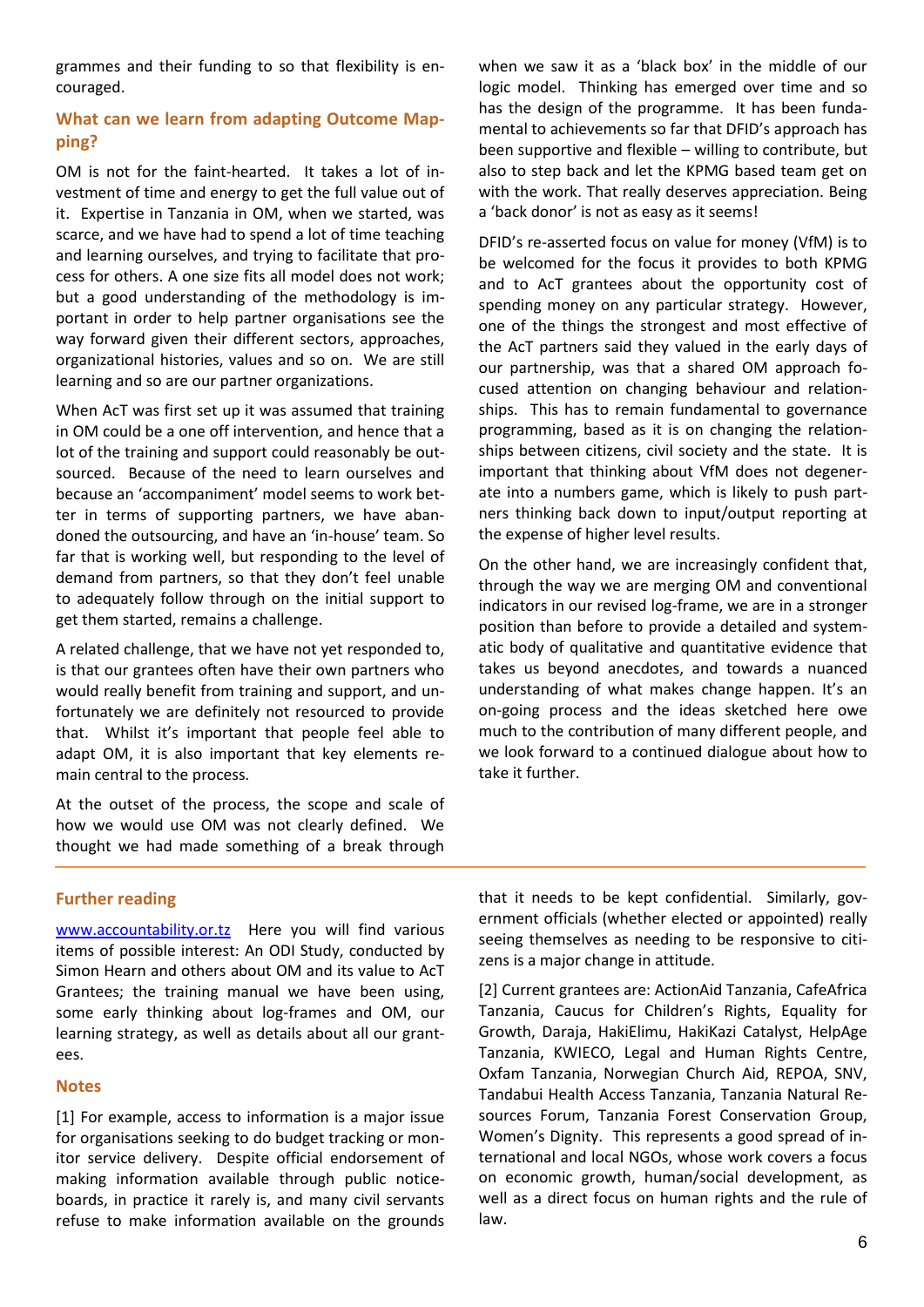grammes and their funding to so that flexibility is encouraged.

## What can we learn from adapting Outcome Mapping?

OM is not for the faint-hearted. It takes a lot of investment of time and energy to get the full value out of it. Expertise in Tanzania in OM, when we started, was scarce, and we have had to spend a lot of time teaching and learning ourselves, and trying to facilitate that process for others. A one size fits all model does not work; but a good understanding of the methodology is important in order to help partner organisations see the way forward given their different sectors, approaches, organizational histories, values and so on. We are still learning and so are our partner organizations.

When AcT was first set up it was assumed that training in OM could be a one off intervention, and hence that a lot of the training and support could reasonably be outsourced. Because of the need to learn ourselves and because an 'accompaniment' model seems to work better in terms of supporting partners, we have abandoned the outsourcing, and have an 'in-house' team. So far that is working well, but responding to the level of demand from partners, so that they don't feel unable to adequately follow through on the initial support to get them started, remains a challenge.

A related challenge, that we have not yet responded to, is that our grantees often have their own partners who would really benefit from training and support, and unfortunately we are definitely not resourced to provide that. Whilst it's important that people feel able to adapt OM, it is also important that key elements remain central to the process.

At the outset of the process, the scope and scale of how we would use OM was not clearly defined. We thought we had made something of a break through when we saw it as a 'black box' in the middle of our logic model. Thinking has emerged over time and so has the design of the programme. It has been fundamental to achievements so far that DFID's approach has been supportive and flexible – willing to contribute, but also to step back and let the KPMG based team get on with the work. That really deserves appreciation. Being a 'back donor' is not as easy as it seems!

DFID's re-asserted focus on value for money (VfM) is to be welcomed for the focus it provides to both KPMG and to AcT grantees about the opportunity cost of spending money on any particular strategy. However, one of the things the strongest and most effective of the AcT partners said they valued in the early days of our partnership, was that a shared OM approach focused attention on changing behaviour and relationships. This has to remain fundamental to governance programming, based as it is on changing the relationships between citizens, civil society and the state. It is important that thinking about VfM does not degenerate into a numbers game, which is likely to push partners thinking back down to input/output reporting at the expense of higher level results.

On the other hand, we are increasingly confident that, through the way we are merging OM and conventional indicators in our revised log-frame, we are in a stronger position than before to provide a detailed and systematic body of qualitative and quantitative evidence that takes us beyond anecdotes, and towards a nuanced understanding of what makes change happen. It's an on-going process and the ideas sketched here owe much to the contribution of many different people, and we look forward to a continued dialogue about how to take it further.

---

### Further reading

www.accountability.or.tz Here you will find various items of possible interest: An ODI Study, conducted by Simon Hearn and others about OM and its value to AcT Grantees; the training manual we have been using, some early thinking about log-frames and OM, our learning strategy, as well as details about all our grantees.

### Notes

[1] For example, access to information is a major issue for organisations seeking to do budget tracking or monitor service delivery. Despite official endorsement of making information available through public noticeboards, in practice it rarely is, and many civil servants refuse to make information available on the grounds that it needs to be kept confidential. Similarly, government officials (whether elected or appointed) really seeing themselves as needing to be responsive to citizens is a major change in attitude.

[2] Current grantees are: ActionAid Tanzania, CafeAfrica Tanzania, Caucus for Children's Rights, Equality for Growth, Daraja, HakiElimu, HakiKazi Catalyst, HelpAge Tanzania, KWIECO, Legal and Human Rights Centre, Oxfam Tanzania, Norwegian Church Aid, REPOA, SNV, Tandabui Health Access Tanzania, Tanzania Natural Resources Forum, Tanzania Forest Conservation Group, Women's Dignity. This represents a good spread of international and local NGOs, whose work covers a focus on economic growth, human/social development, as well as a direct focus on human rights and the rule of law.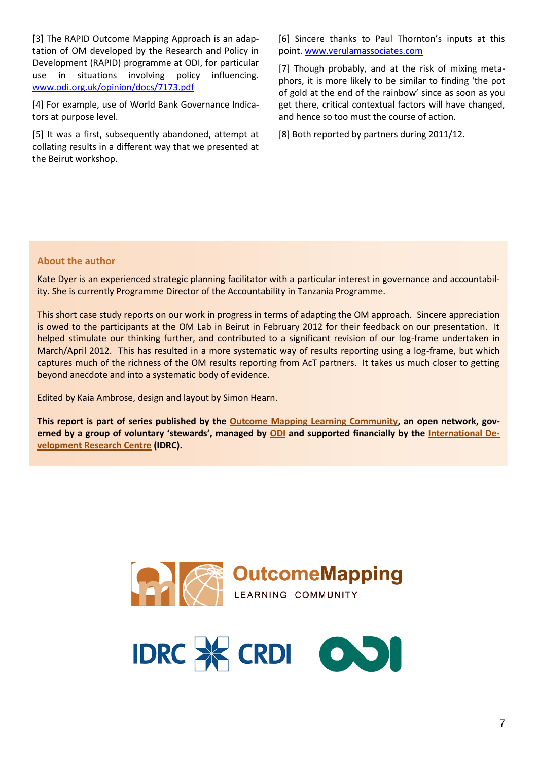[3] The RAPID Outcome Mapping Approach is an adaptation of OM developed by the Research and Policy in Development (RAPID) programme at ODI, for particular use in situations involving policy influencing. [www.odi.org.uk/opinion/docs/7173.pdf](www.odi.org.uk/opinion/docs/7173.pdf)

[4] For example, use of World Bank Governance Indicators at purpose level.

[5] It was a first, subsequently abandoned, attempt at collating results in a different way that we presented at the Beirut workshop.

[6] Sincere thanks to Paul Thornton's inputs at this point. [www.verulamassociates.com](www.verulamassociates.com)

[7] Though probably, and at the risk of mixing metaphors, it is more likely to be similar to finding 'the pot of gold at the end of the rainbow' since as soon as you get there, critical contextual factors will have changed, and hence so too must the course of action.

[8] Both reported by partners during 2011/12.

### About the author

Kate Dyer is an experienced strategic planning facilitator with a particular interest in governance and accountability. She is currently Programme Director of the Accountability in Tanzania Programme.

This short case study reports on our work in progress in terms of adapting the OM approach. Sincere appreciation is owed to the participants at the OM Lab in Beirut in February 2012 for their feedback on our presentation. It helped stimulate our thinking further, and contributed to a significant revision of our log-frame undertaken in March/April 2012. This has resulted in a more systematic way of results reporting using a log-frame, but which captures much of the richness of the OM results reporting from AcT partners. It takes us much closer to getting beyond anecdote and into a systematic body of evidence.

Edited by Kaia Ambrose, design and layout by Simon Hearn.

**This report is part of series published by the Outcome Mapping Learning Community, an open network, governed by a group of voluntary 'stewards', managed by ODI and supported financially by the International Development Research Centre (IDRC).**

OutcomeMapping
LEARNING COMMUNITY

IDRC CRDI

ODI